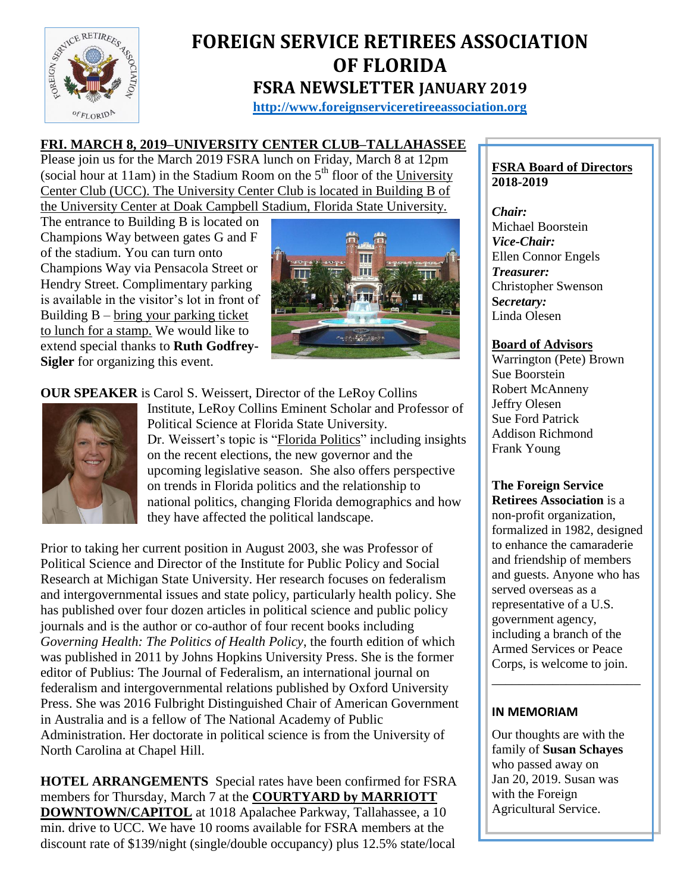# FOREIGN SERVICE RETIREES ASSOCIATION OF FLORIDA

## FSRA NEWSLETTER JANUARY 2019

**http://www.foreignserviceretireeassociation.org**

### FRI. MARCH 8, 2019–UNIVERSITY CENTER CLUB–TALLAHASSEE

Please join us for the March 2019 FSRA lunch on Friday, March 8 at 12pm (social hour at 11am) in the Stadium Room on the 5th floor of the University Center Club (UCC). The University Center Club is located in Building B of the University Center at Doak Campbell Stadium, Florida State University. The entrance to Building B is located on Champions Way between gates G and F of the stadium. You can turn onto Champions Way via Pensacola Street or Hendry Street. Complimentary parking is available in the visitor's lot in front of Building B – bring your parking ticket to lunch for a stamp. We would like to extend special thanks to **Ruth Godfrey-Sigler** for organizing this event.

**OUR SPEAKER** is Carol S. Weissert, Director of the LeRoy Collins Institute, LeRoy Collins Eminent Scholar and Professor of Political Science at Florida State University. Dr. Weissert's topic is "Florida Politics" including insights on the recent elections, the new governor and the upcoming legislative season. She also offers perspective on trends in Florida politics and the relationship to national politics, changing Florida demographics and how they have affected the political landscape.

Prior to taking her current position in August 2003, she was Professor of Political Science and Director of the Institute for Public Policy and Social Research at Michigan State University. Her research focuses on federalism and intergovernmental issues and state policy, particularly health policy. She has published over four dozen articles in political science and public policy journals and is the author or co-author of four recent books including *Governing Health: The Politics of Health Policy*, the fourth edition of which was published in 2011 by Johns Hopkins University Press. She is the former editor of Publius: The Journal of Federalism, an international journal on federalism and intergovernmental relations published by Oxford University Press. She was 2016 Fulbright Distinguished Chair of American Government in Australia and is a fellow of The National Academy of Public Administration. Her doctorate in political science is from the University of North Carolina at Chapel Hill.

**HOTEL ARRANGEMENTS** Special rates have been confirmed for FSRA members for Thursday, March 7 at the **COURTYARD by MARRIOTT DOWNTOWN/CAPITOL** at 1018 Apalachee Parkway, Tallahassee, a 10 min. drive to UCC. We have 10 rooms available for FSRA members at the discount rate of $139/night (single/double occupancy) plus 12.5% state/local

**FSRA Board of Directors 2018-2019**

***Chair:***
Michael Boorstein

***Vice-Chair:***
Ellen Connor Engels

***Treasurer:***
Christopher Swenson

***Secretary:***
Linda Olesen

**Board of Advisors**

Warrington (Pete) Brown
Sue Boorstein
Robert McAnneny
Jeffry Olesen
Sue Ford Patrick
Addison Richmond
Frank Young

**The Foreign Service Retirees Association** is a non-profit organization, formalized in 1982, designed to enhance the camaraderie and friendship of members and guests. Anyone who has served overseas as a representative of a U.S. government agency, including a branch of the Armed Services or Peace Corps, is welcome to join.

**IN MEMORIAM**

Our thoughts are with the family of **Susan Schayes** who passed away on Jan 20, 2019. Susan was with the Foreign Agricultural Service.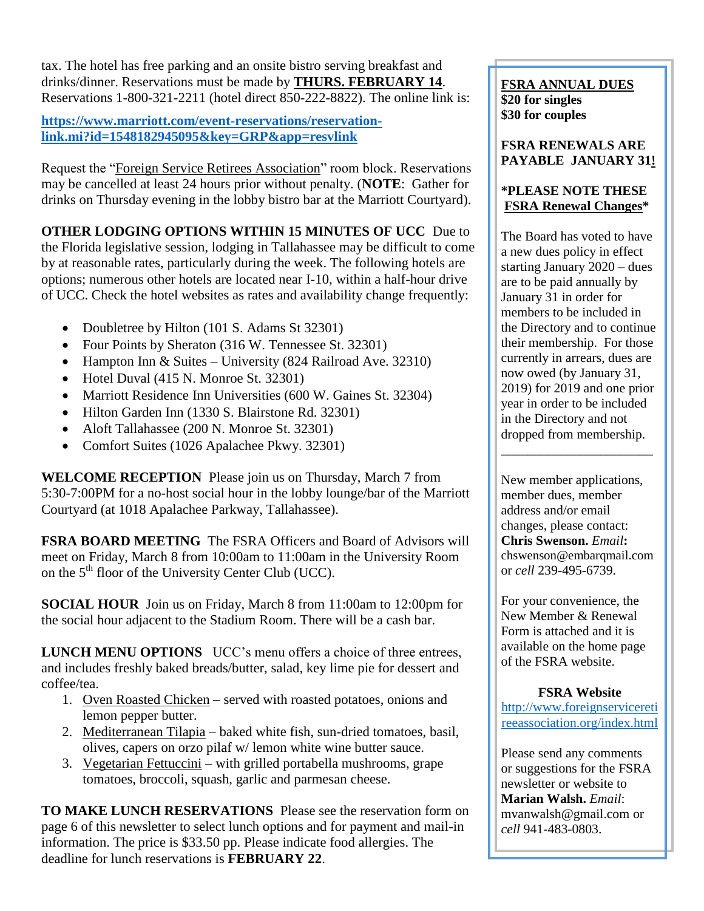tax. The hotel has free parking and an onsite bistro serving breakfast and drinks/dinner. Reservations must be made by **THURS. FEBRUARY 14**. Reservations 1-800-321-2211 (hotel direct 850-222-8822). The online link is:

**https://www.marriott.com/event-reservations/reservation-link.mi?id=1548182945095&key=GRP&app=resvlink**

Request the "Foreign Service Retirees Association" room block. Reservations may be cancelled at least 24 hours prior without penalty. (**NOTE**: Gather for drinks on Thursday evening in the lobby bistro bar at the Marriott Courtyard).

**OTHER LODGING OPTIONS WITHIN 15 MINUTES OF UCC** Due to the Florida legislative session, lodging in Tallahassee may be difficult to come by at reasonable rates, particularly during the week. The following hotels are options; numerous other hotels are located near I-10, within a half-hour drive of UCC. Check the hotel websites as rates and availability change frequently:

- Doubletree by Hilton (101 S. Adams St 32301)
- Four Points by Sheraton (316 W. Tennessee St. 32301)
- Hampton Inn & Suites – University (824 Railroad Ave. 32310)
- Hotel Duval (415 N. Monroe St. 32301)
- Marriott Residence Inn Universities (600 W. Gaines St. 32304)
- Hilton Garden Inn (1330 S. Blairstone Rd. 32301)
- Aloft Tallahassee (200 N. Monroe St. 32301)
- Comfort Suites (1026 Apalachee Pkwy. 32301)

**WELCOME RECEPTION** Please join us on Thursday, March 7 from 5:30-7:00PM for a no-host social hour in the lobby lounge/bar of the Marriott Courtyard (at 1018 Apalachee Parkway, Tallahassee).

**FSRA BOARD MEETING** The FSRA Officers and Board of Advisors will meet on Friday, March 8 from 10:00am to 11:00am in the University Room on the 5th floor of the University Center Club (UCC).

**SOCIAL HOUR** Join us on Friday, March 8 from 11:00am to 12:00pm for the social hour adjacent to the Stadium Room. There will be a cash bar.

**LUNCH MENU OPTIONS** UCC's menu offers a choice of three entrees, and includes freshly baked breads/butter, salad, key lime pie for dessert and coffee/tea.

1. Oven Roasted Chicken – served with roasted potatoes, onions and lemon pepper butter.
2. Mediterranean Tilapia – baked white fish, sun-dried tomatoes, basil, olives, capers on orzo pilaf w/ lemon white wine butter sauce.
3. Vegetarian Fettuccini – with grilled portabella mushrooms, grape tomatoes, broccoli, squash, garlic and parmesan cheese.

**TO MAKE LUNCH RESERVATIONS** Please see the reservation form on page 6 of this newsletter to select lunch options and for payment and mail-in information. The price is $33.50 pp. Please indicate food allergies. The deadline for lunch reservations is **FEBRUARY 22**.

---

**FSRA ANNUAL DUES**
**$20 for singles**
**$30 for couples**

**FSRA RENEWALS ARE PAYABLE JANUARY 31!**

**\*PLEASE NOTE THESE FSRA Renewal Changes\***

The Board has voted to have a new dues policy in effect starting January 2020 – dues are to be paid annually by January 31 in order for members to be included in the Directory and to continue their membership. For those currently in arrears, dues are now owed (by January 31, 2019) for 2019 and one prior year in order to be included in the Directory and not dropped from membership.

New member applications, member dues, member address and/or email changes, please contact: **Chris Swenson.** *Email***:** chswenson@embarqmail.com or *cell* 239-495-6739.

For your convenience, the New Member & Renewal Form is attached and it is available on the home page of the FSRA website.

**FSRA Website**
http://www.foreignserviceretireeassociation.org/index.html

Please send any comments or suggestions for the FSRA newsletter or website to **Marian Walsh.** *Email*: mvanwalsh@gmail.com or *cell* 941-483-0803.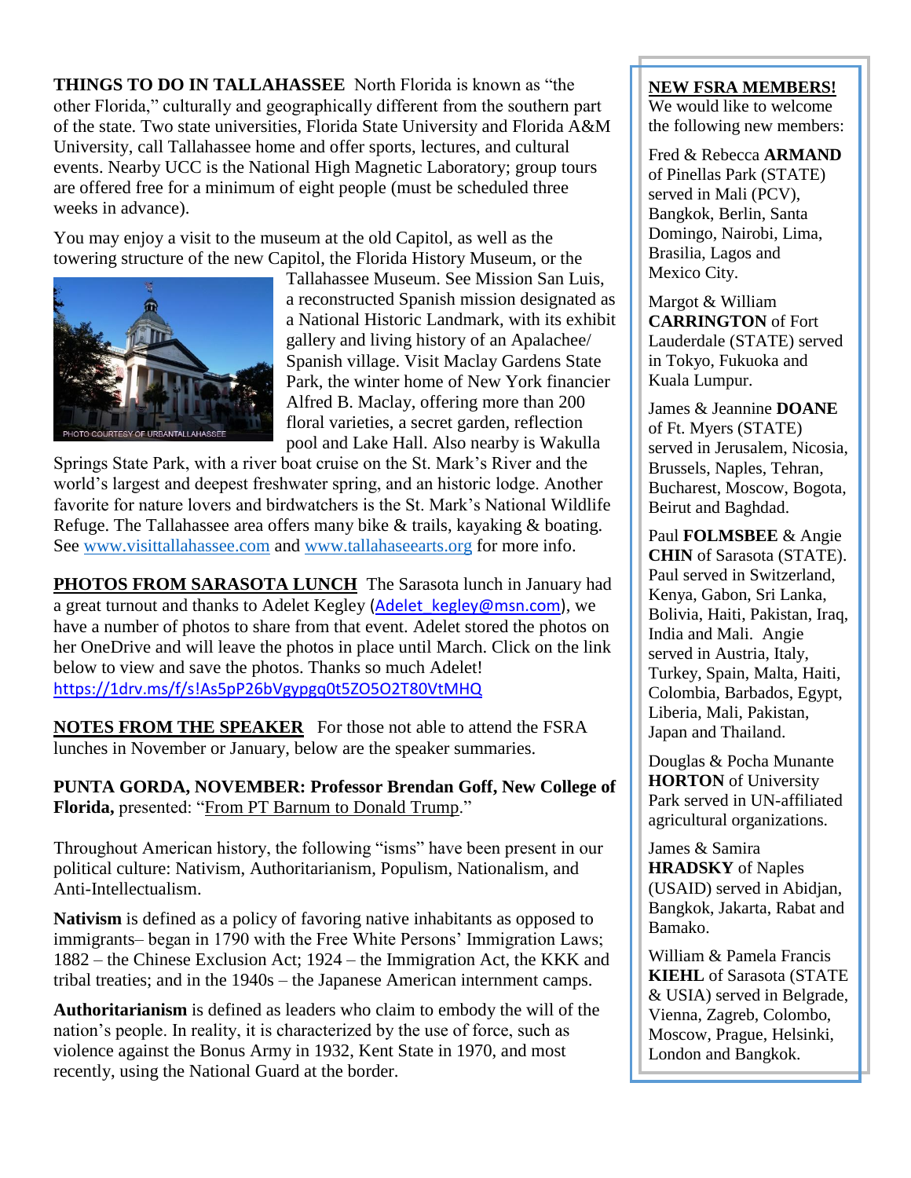**THINGS TO DO IN TALLAHASSEE** North Florida is known as "the other Florida," culturally and geographically different from the southern part of the state. Two state universities, Florida State University and Florida A&M University, call Tallahassee home and offer sports, lectures, and cultural events. Nearby UCC is the National High Magnetic Laboratory; group tours are offered free for a minimum of eight people (must be scheduled three weeks in advance).

You may enjoy a visit to the museum at the old Capitol, as well as the towering structure of the new Capitol, the Florida History Museum, or the Tallahassee Museum. See Mission San Luis, a reconstructed Spanish mission designated as a National Historic Landmark, with its exhibit gallery and living history of an Apalachee/ Spanish village. Visit Maclay Gardens State Park, the winter home of New York financier Alfred B. Maclay, offering more than 200 floral varieties, a secret garden, reflection pool and Lake Hall. Also nearby is Wakulla Springs State Park, with a river boat cruise on the St. Mark's River and the world's largest and deepest freshwater spring, and an historic lodge. Another favorite for nature lovers and birdwatchers is the St. Mark's National Wildlife Refuge. The Tallahassee area offers many bike & trails, kayaking & boating. See www.visittallahassee.com and www.tallahaseearts.org for more info.

PHOTO COURTESY OF URBANTALLAHASSEE

**PHOTOS FROM SARASOTA LUNCH** The Sarasota lunch in January had a great turnout and thanks to Adelet Kegley (Adelet_kegley@msn.com), we have a number of photos to share from that event. Adelet stored the photos on her OneDrive and will leave the photos in place until March. Click on the link below to view and save the photos. Thanks so much Adelet!
https://1drv.ms/f/s!As5pP26bVgypgq0t5ZO5O2T80VtMHQ

**NOTES FROM THE SPEAKER** For those not able to attend the FSRA lunches in November or January, below are the speaker summaries.

**PUNTA GORDA, NOVEMBER: Professor Brendan Goff, New College of Florida,** presented: "From PT Barnum to Donald Trump."

Throughout American history, the following "isms" have been present in our political culture: Nativism, Authoritarianism, Populism, Nationalism, and Anti-Intellectualism.

**Nativism** is defined as a policy of favoring native inhabitants as opposed to immigrants– began in 1790 with the Free White Persons' Immigration Laws; 1882 – the Chinese Exclusion Act; 1924 – the Immigration Act, the KKK and tribal treaties; and in the 1940s – the Japanese American internment camps.

**Authoritarianism** is defined as leaders who claim to embody the will of the nation's people. In reality, it is characterized by the use of force, such as violence against the Bonus Army in 1932, Kent State in 1970, and most recently, using the National Guard at the border.

**NEW FSRA MEMBERS!**
We would like to welcome the following new members:

Fred & Rebecca **ARMAND** of Pinellas Park (STATE) served in Mali (PCV), Bangkok, Berlin, Santa Domingo, Nairobi, Lima, Brasilia, Lagos and Mexico City.

Margot & William **CARRINGTON** of Fort Lauderdale (STATE) served in Tokyo, Fukuoka and Kuala Lumpur.

James & Jeannine **DOANE** of Ft. Myers (STATE) served in Jerusalem, Nicosia, Brussels, Naples, Tehran, Bucharest, Moscow, Bogota, Beirut and Baghdad.

Paul **FOLMSBEE** & Angie **CHIN** of Sarasota (STATE). Paul served in Switzerland, Kenya, Gabon, Sri Lanka, Bolivia, Haiti, Pakistan, Iraq, India and Mali. Angie served in Austria, Italy, Turkey, Spain, Malta, Haiti, Colombia, Barbados, Egypt, Liberia, Mali, Pakistan, Japan and Thailand.

Douglas & Pocha Munante **HORTON** of University Park served in UN-affiliated agricultural organizations.

James & Samira **HRADSKY** of Naples (USAID) served in Abidjan, Bangkok, Jakarta, Rabat and Bamako.

William & Pamela Francis **KIEHL** of Sarasota (STATE & USIA) served in Belgrade, Vienna, Zagreb, Colombo, Moscow, Prague, Helsinki, London and Bangkok.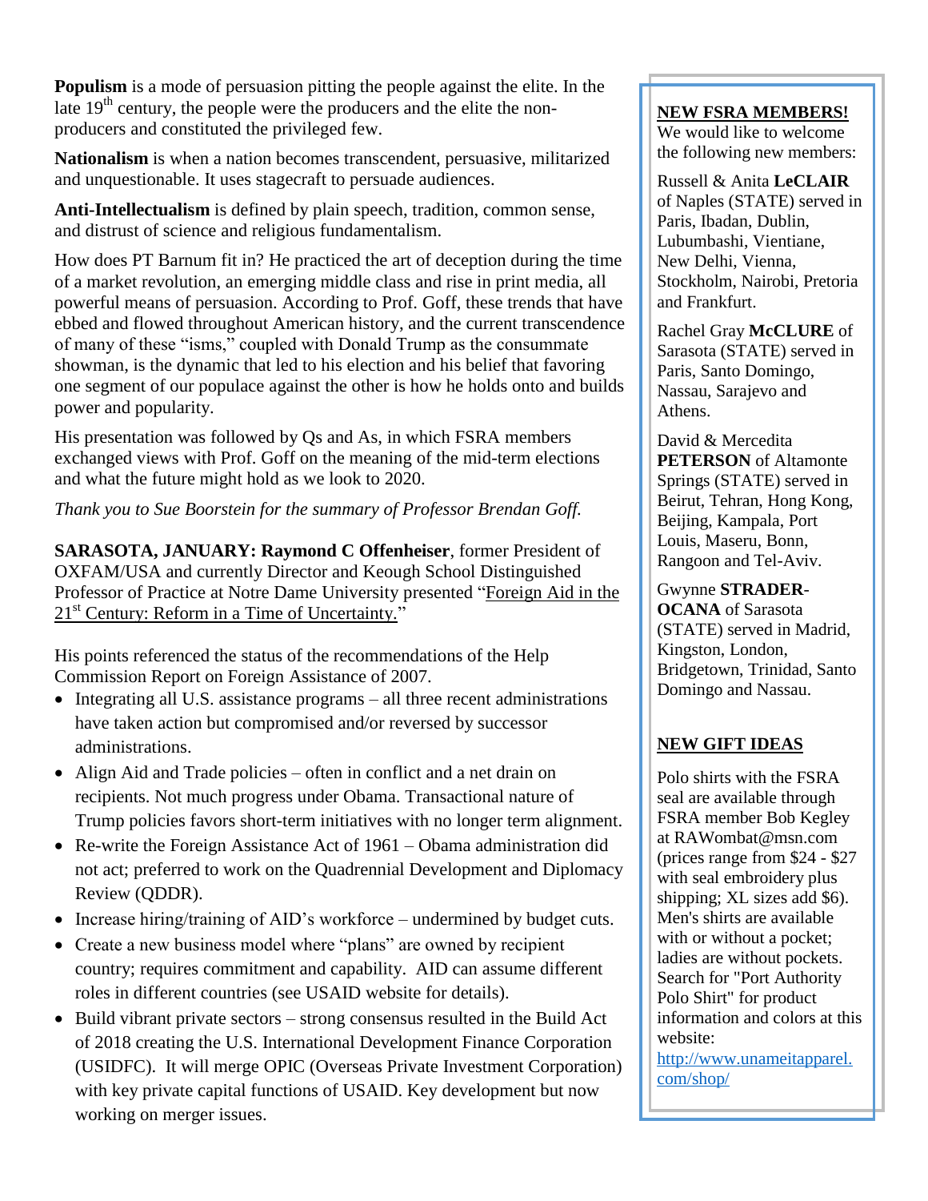**Populism** is a mode of persuasion pitting the people against the elite. In the late 19th century, the people were the producers and the elite the non-producers and constituted the privileged few.

**Nationalism** is when a nation becomes transcendent, persuasive, militarized and unquestionable. It uses stagecraft to persuade audiences.

**Anti-Intellectualism** is defined by plain speech, tradition, common sense, and distrust of science and religious fundamentalism.

How does PT Barnum fit in? He practiced the art of deception during the time of a market revolution, an emerging middle class and rise in print media, all powerful means of persuasion. According to Prof. Goff, these trends that have ebbed and flowed throughout American history, and the current transcendence of many of these "isms," coupled with Donald Trump as the consummate showman, is the dynamic that led to his election and his belief that favoring one segment of our populace against the other is how he holds onto and builds power and popularity.

His presentation was followed by Qs and As, in which FSRA members exchanged views with Prof. Goff on the meaning of the mid-term elections and what the future might hold as we look to 2020.

*Thank you to Sue Boorstein for the summary of Professor Brendan Goff.*

**SARASOTA, JANUARY: Raymond C Offenheiser**, former President of OXFAM/USA and currently Director and Keough School Distinguished Professor of Practice at Notre Dame University presented "Foreign Aid in the 21st Century: Reform in a Time of Uncertainty."

His points referenced the status of the recommendations of the Help Commission Report on Foreign Assistance of 2007.

- Integrating all U.S. assistance programs – all three recent administrations have taken action but compromised and/or reversed by successor administrations.
- Align Aid and Trade policies – often in conflict and a net drain on recipients. Not much progress under Obama. Transactional nature of Trump policies favors short-term initiatives with no longer term alignment.
- Re-write the Foreign Assistance Act of 1961 – Obama administration did not act; preferred to work on the Quadrennial Development and Diplomacy Review (QDDR).
- Increase hiring/training of AID's workforce – undermined by budget cuts.
- Create a new business model where "plans" are owned by recipient country; requires commitment and capability. AID can assume different roles in different countries (see USAID website for details).
- Build vibrant private sectors – strong consensus resulted in the Build Act of 2018 creating the U.S. International Development Finance Corporation (USIDFC). It will merge OPIC (Overseas Private Investment Corporation) with key private capital functions of USAID. Key development but now working on merger issues.

**NEW FSRA MEMBERS!**

We would like to welcome the following new members:

Russell & Anita **LeCLAIR** of Naples (STATE) served in Paris, Ibadan, Dublin, Lubumbashi, Vientiane, New Delhi, Vienna, Stockholm, Nairobi, Pretoria and Frankfurt.

Rachel Gray **McCLURE** of Sarasota (STATE) served in Paris, Santo Domingo, Nassau, Sarajevo and Athens.

David & Mercedita **PETERSON** of Altamonte Springs (STATE) served in Beirut, Tehran, Hong Kong, Beijing, Kampala, Port Louis, Maseru, Bonn, Rangoon and Tel-Aviv.

Gwynne **STRADER-OCANA** of Sarasota (STATE) served in Madrid, Kingston, London, Bridgetown, Trinidad, Santo Domingo and Nassau.

**NEW GIFT IDEAS**

Polo shirts with the FSRA seal are available through FSRA member Bob Kegley at RAWombat@msn.com (prices range from $24 - $27 with seal embroidery plus shipping; XL sizes add $6). Men's shirts are available with or without a pocket; ladies are without pockets. Search for "Port Authority Polo Shirt" for product information and colors at this website: http://www.unameitapparel.com/shop/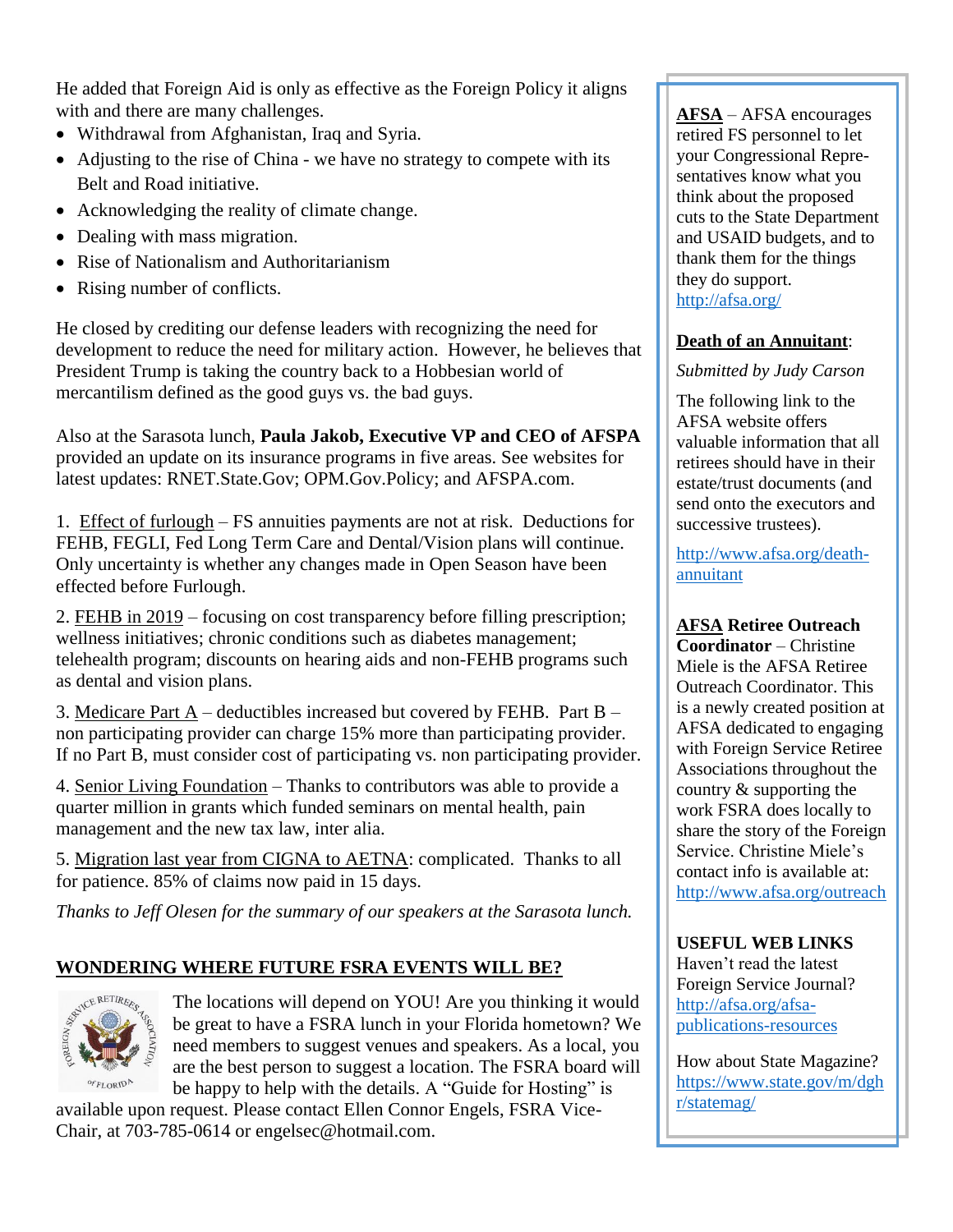He added that Foreign Aid is only as effective as the Foreign Policy it aligns with and there are many challenges.

- Withdrawal from Afghanistan, Iraq and Syria.
- Adjusting to the rise of China - we have no strategy to compete with its Belt and Road initiative.
- Acknowledging the reality of climate change.
- Dealing with mass migration.
- Rise of Nationalism and Authoritarianism
- Rising number of conflicts.

He closed by crediting our defense leaders with recognizing the need for development to reduce the need for military action. However, he believes that President Trump is taking the country back to a Hobbesian world of mercantilism defined as the good guys vs. the bad guys.

Also at the Sarasota lunch, **Paula Jakob, Executive VP and CEO of AFSPA** provided an update on its insurance programs in five areas. See websites for latest updates: RNET.State.Gov; OPM.Gov.Policy; and AFSPA.com.

1. Effect of furlough – FS annuities payments are not at risk. Deductions for FEHB, FEGLI, Fed Long Term Care and Dental/Vision plans will continue. Only uncertainty is whether any changes made in Open Season have been effected before Furlough.

2. FEHB in 2019 – focusing on cost transparency before filling prescription; wellness initiatives; chronic conditions such as diabetes management; telehealth program; discounts on hearing aids and non-FEHB programs such as dental and vision plans.

3. Medicare Part A – deductibles increased but covered by FEHB. Part B – non participating provider can charge 15% more than participating provider. If no Part B, must consider cost of participating vs. non participating provider.

4. Senior Living Foundation – Thanks to contributors was able to provide a quarter million in grants which funded seminars on mental health, pain management and the new tax law, inter alia.

5. Migration last year from CIGNA to AETNA: complicated. Thanks to all for patience. 85% of claims now paid in 15 days.

*Thanks to Jeff Olesen for the summary of our speakers at the Sarasota lunch.*

## WONDERING WHERE FUTURE FSRA EVENTS WILL BE?

The locations will depend on YOU! Are you thinking it would be great to have a FSRA lunch in your Florida hometown? We need members to suggest venues and speakers. As a local, you are the best person to suggest a location. The FSRA board will be happy to help with the details. A "Guide for Hosting" is available upon request. Please contact Ellen Connor Engels, FSRA Vice-Chair, at 703-785-0614 or engelsec@hotmail.com.

**AFSA** – AFSA encourages retired FS personnel to let your Congressional Representatives know what you think about the proposed cuts to the State Department and USAID budgets, and to thank them for the things they do support. http://afsa.org/

**Death of an Annuitant**:

*Submitted by Judy Carson*

The following link to the AFSA website offers valuable information that all retirees should have in their estate/trust documents (and send onto the executors and successive trustees).

http://www.afsa.org/death-annuitant

**AFSA Retiree Outreach Coordinator** – Christine Miele is the AFSA Retiree Outreach Coordinator. This is a newly created position at AFSA dedicated to engaging with Foreign Service Retiree Associations throughout the country & supporting the work FSRA does locally to share the story of the Foreign Service. Christine Miele's contact info is available at: http://www.afsa.org/outreach

**USEFUL WEB LINKS**

Haven't read the latest Foreign Service Journal? http://afsa.org/afsa-publications-resources

How about State Magazine? https://www.state.gov/m/dghr/statemag/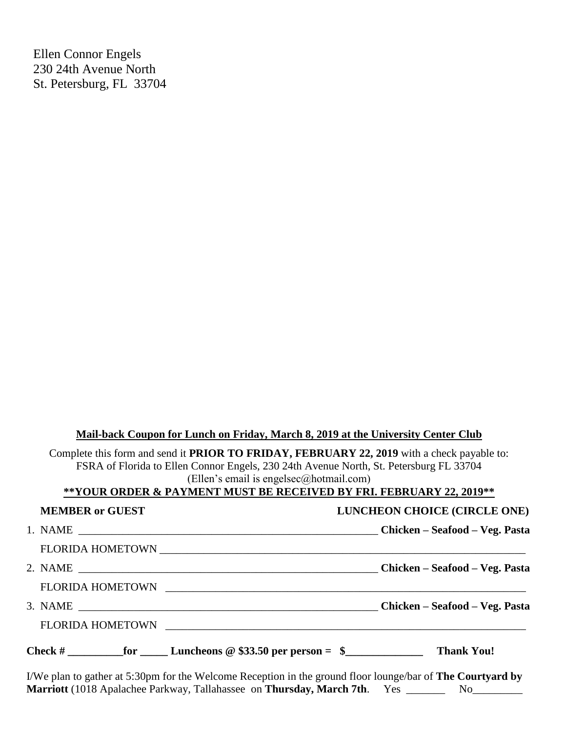Ellen Connor Engels
230 24th Avenue North
St. Petersburg, FL 33704

**Mail-back Coupon for Lunch on Friday, March 8, 2019 at the University Center Club**

Complete this form and send it **PRIOR TO FRIDAY, FEBRUARY 22, 2019** with a check payable to: FSRA of Florida to Ellen Connor Engels, 230 24th Avenue North, St. Petersburg FL 33704
(Ellen's email is engelsec@hotmail.com)

**\*\*YOUR ORDER & PAYMENT MUST BE RECEIVED BY FRI. FEBRUARY 22, 2019\*\***

**MEMBER or GUEST** **LUNCHEON CHOICE (CIRCLE ONE)**

1. NAME ________________________________________________ **Chicken – Seafood – Veg. Pasta**

   FLORIDA HOMETOWN ______________________________________________________

2. NAME ________________________________________________ **Chicken – Seafood – Veg. Pasta**

   FLORIDA HOMETOWN ______________________________________________________

3. NAME ________________________________________________ **Chicken – Seafood – Veg. Pasta**

   FLORIDA HOMETOWN ______________________________________________________

**Check # __________for _____ Luncheons @ $33.50 per person = $______________ Thank You!**

I/We plan to gather at 5:30pm for the Welcome Reception in the ground floor lounge/bar of **The Courtyard by Marriott** (1018 Apalachee Parkway, Tallahassee on **Thursday, March 7th**. Yes _______ No_________